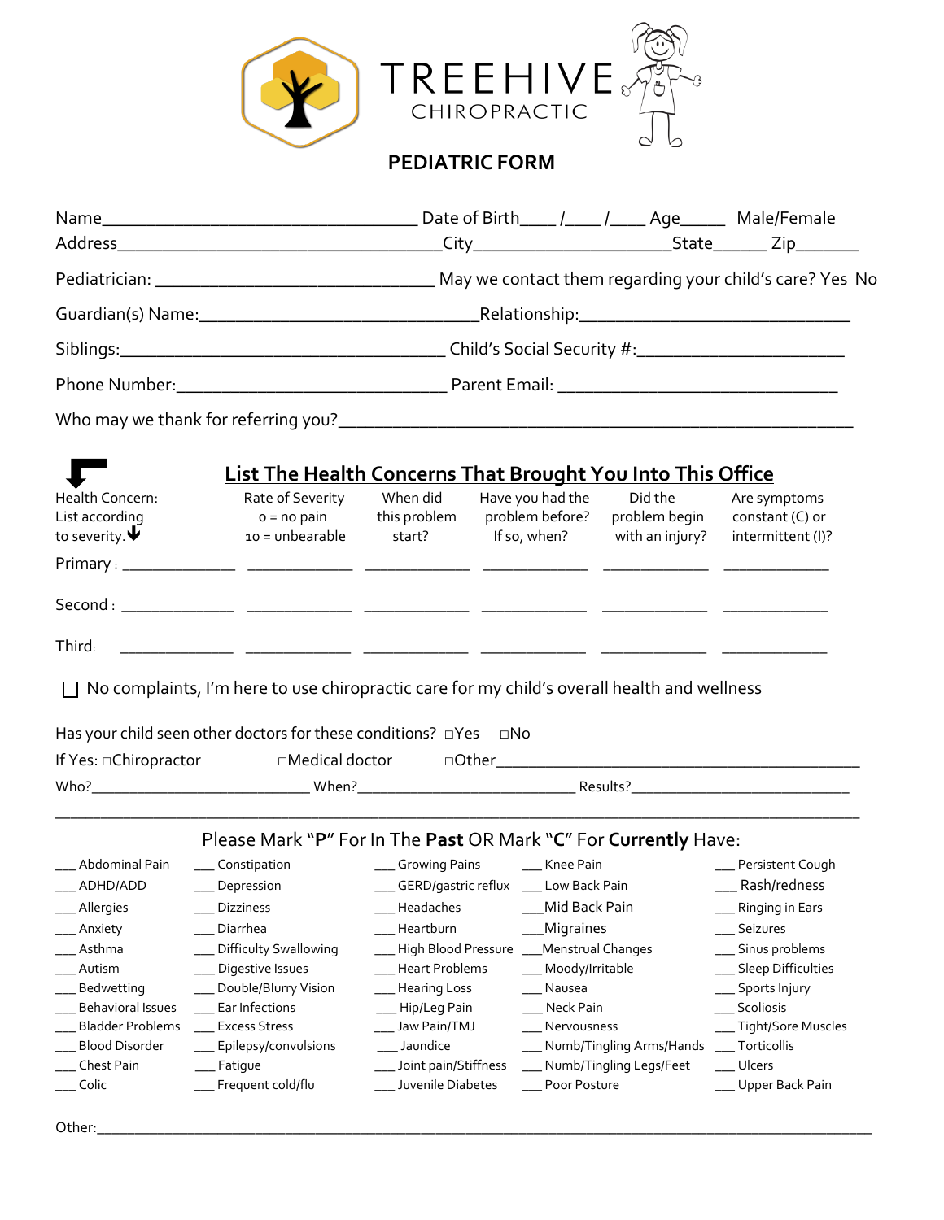# TREEHIVE CHIROPRACTIC

## PEDIATRIC FORM

Name_________________________________ Date of Birth____ /____ /____ Age_____ Male/Female

Address__________________________________City____________________State______ Zip_______

Pediatrician: ______________________________ May we contact them regarding your child's care? Yes No

Guardian(s) Name:_____________________________Relationship:_____________________________

Siblings:__________________________________ Child's Social Security #:______________________

Phone Number:____________________________ Parent Email: ______________________________

Who may we thank for referring you?_______________________________________________________

## List The Health Concerns That Brought You Into This Office

| Health Concern: List according to severity. | Rate of Severity 0 = no pain 10 = unbearable | When did this problem start? | Have you had the problem before? If so, when? | Did the problem begin with an injury? | Are symptoms constant (C) or intermittent (I)? |
|---|---|---|---|---|---|
| Primary : ____________ | ____________ | ____________ | ____________ | ____________ | ____________ |
| Second : ____________ | ____________ | ____________ | ____________ | ____________ | ____________ |
| Third: ____________ | ____________ | ____________ | ____________ | ____________ | ____________ |

☐ No complaints, I'm here to use chiropractic care for my child's overall health and wellness

Has your child seen other doctors for these conditions? ☐Yes ☐No

If Yes: ☐Chiropractor ☐Medical doctor ☐Other_________________________________________

Who?__________________________ When?___________________________ Results?__________________________

_____________________________________________________________________________________________

Please Mark "**P**" For In The **Past** OR Mark "**C**" For **Currently** Have:

| | | | | |
|---|---|---|---|---|
| ___ Abdominal Pain | ___ Constipation | ___ Growing Pains | ___ Knee Pain | ___ Persistent Cough |
| ___ ADHD/ADD | ___ Depression | ___ GERD/gastric reflux | ___ Low Back Pain | ___ Rash/redness |
| ___ Allergies | ___ Dizziness | ___ Headaches | ___Mid Back Pain | ___ Ringing in Ears |
| ___ Anxiety | ___ Diarrhea | ___ Heartburn | ___Migraines | ___ Seizures |
| ___ Asthma | ___ Difficulty Swallowing | ___ High Blood Pressure | ___Menstrual Changes | ___ Sinus problems |
| ___ Autism | ___ Digestive Issues | ___ Heart Problems | ___ Moody/Irritable | ___ Sleep Difficulties |
| ___ Bedwetting | ___ Double/Blurry Vision | ___ Hearing Loss | ___ Nausea | ___ Sports Injury |
| ___ Behavioral Issues | ___ Ear Infections | ___ Hip/Leg Pain | ___ Neck Pain | ___ Scoliosis |
| ___ Bladder Problems | ___ Excess Stress | ___ Jaw Pain/TMJ | ___ Nervousness | ___ Tight/Sore Muscles |
| ___ Blood Disorder | ___ Epilepsy/convulsions | ___ Jaundice | ___ Numb/Tingling Arms/Hands | ___ Torticollis |
| ___ Chest Pain | ___ Fatigue | ___ Joint pain/Stiffness | ___ Numb/Tingling Legs/Feet | ___ Ulcers |
| ___ Colic | ___ Frequent cold/flu | ___ Juvenile Diabetes | ___ Poor Posture | ___ Upper Back Pain |

Other:_______________________________________________________________________________________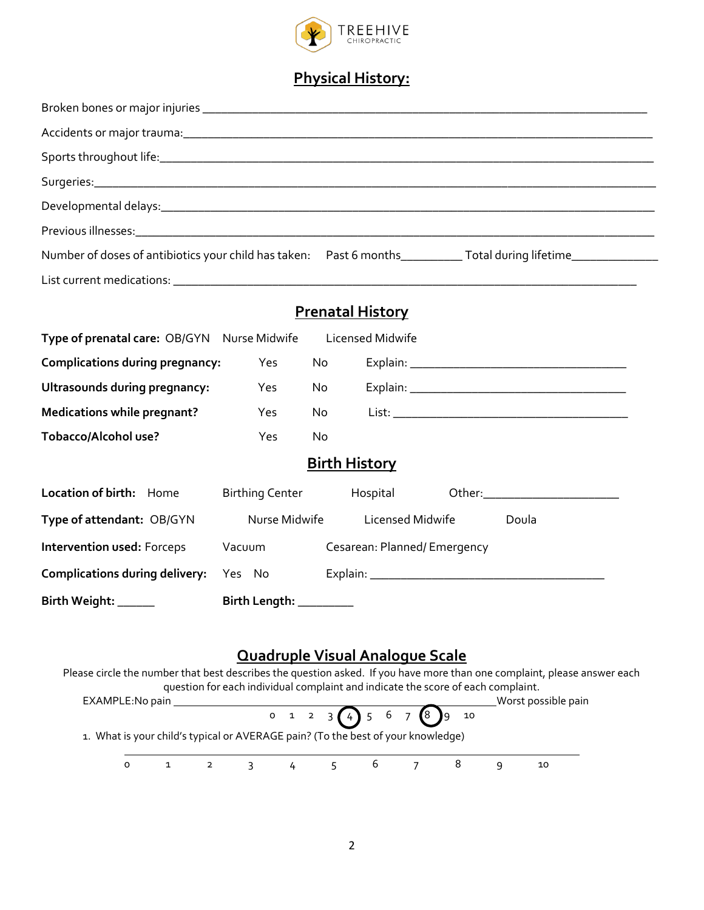TREEHIVE CHIROPRACTIC

## Physical History:

Broken bones or major injuries ___________________________________________________________________________

Accidents or major trauma:___________________________________________________________________________

Sports throughout life:_______________________________________________________________________________

Surgeries:_________________________________________________________________________________________

Developmental delays:_______________________________________________________________________________

Previous illnesses:___________________________________________________________________________________

Number of doses of antibiotics your child has taken: Past 6 months__________ Total during lifetime______________

List current medications: ______________________________________________________________________

## Prenatal History

**Type of prenatal care:** OB/GYN Nurse Midwife Licensed Midwife

**Complications during pregnancy:** Yes No Explain: ___________________________________

**Ultrasounds during pregnancy:** Yes No Explain: ___________________________________

**Medications while pregnant?** Yes No List: ________________________________________

**Tobacco/Alcohol use?** Yes No

## Birth History

**Location of birth:** Home Birthing Center Hospital Other:______________________

**Type of attendant:** OB/GYN Nurse Midwife Licensed Midwife Doula

**Intervention used:** Forceps Vacuum Cesarean: Planned/ Emergency

**Complications during delivery:** Yes No Explain: _______________________________________

**Birth Weight:** ______ **Birth Length:** _________

## Quadruple Visual Analogue Scale

Please circle the number that best describes the question asked. If you have more than one complaint, please answer each question for each individual complaint and indicate the score of each complaint.

EXAMPLE:No pain ______________________________________________________Worst possible pain

0 1 2 3 (4) 5 6 7 (8) 9 10

1. What is your child's typical or AVERAGE pain? (To the best of your knowledge)

0 1 2 3 4 5 6 7 8 9 10